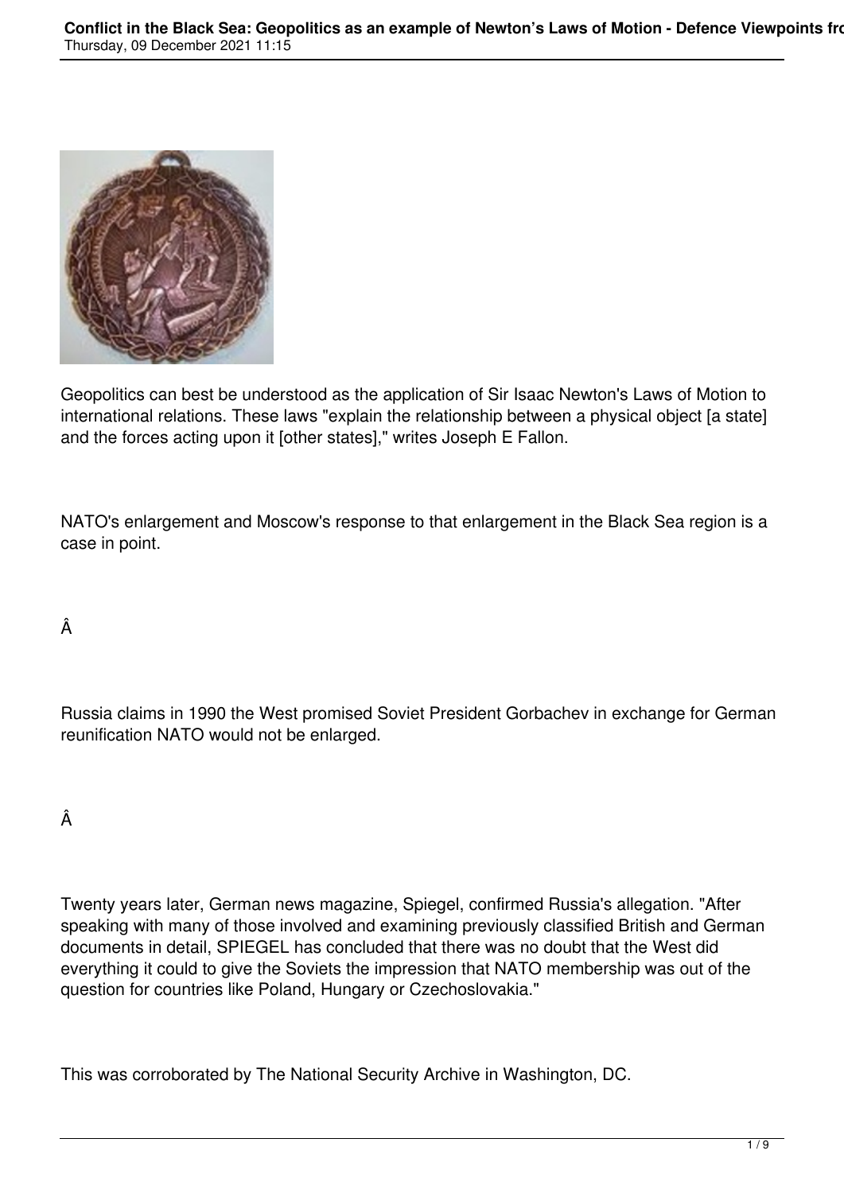Geopolitics can best be understood as the application of Sir Isaac Newton's Laws of Motion to international relations. These laws "explain the relationship between a physical object [a state] and the forces acting upon it [other states]," writes Joseph E Fallon.

NATO's enlargement and Moscow's response to that enlargement in the Black Sea region is a case in point.

Russia claims in 1990 the West promised Soviet President Gorbachev in exchange for German reunification NATO would not be enlarged.

Twenty years later, German news magazine, Spiegel, confirmed Russia's allegation. "After speaking with many of those involved and examining previously classified British and German documents in detail, SPIEGEL has concluded that there was no doubt that the West did everything it could to give the Soviets the impression that NATO membership was out of the question for countries like Poland, Hungary or Czechoslovakia."

This was corroborated by The National Security Archive in Washington, DC.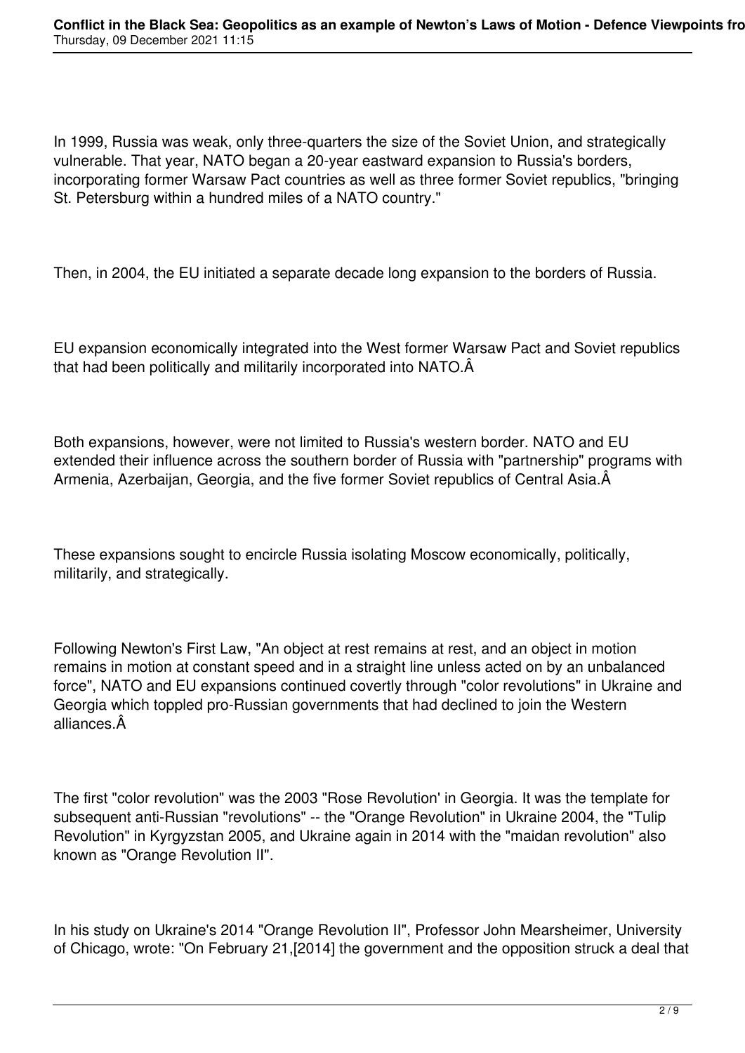In 1999, Russia was weak, only three-quarters the size of the Soviet Union, and strategically vulnerable. That year, NATO began a 20-year eastward expansion to Russia's borders, incorporating former Warsaw Pact countries as well as three former Soviet republics, "bringing St. Petersburg within a hundred miles of a NATO country."

Then, in 2004, the EU initiated a separate decade long expansion to the borders of Russia.

EU expansion economically integrated into the West former Warsaw Pact and Soviet republics that had been politically and militarily incorporated into NATO.Â

Both expansions, however, were not limited to Russia's western border. NATO and EU extended their influence across the southern border of Russia with "partnership" programs with Armenia, Azerbaijan, Georgia, and the five former Soviet republics of Central Asia.Â

These expansions sought to encircle Russia isolating Moscow economically, politically, militarily, and strategically.

Following Newton's First Law, "An object at rest remains at rest, and an object in motion remains in motion at constant speed and in a straight line unless acted on by an unbalanced force", NATO and EU expansions continued covertly through "color revolutions" in Ukraine and Georgia which toppled pro-Russian governments that had declined to join the Western alliances.Â

The first "color revolution" was the 2003 "Rose Revolution' in Georgia. It was the template for subsequent anti-Russian "revolutions" -- the "Orange Revolution" in Ukraine 2004, the "Tulip Revolution" in Kyrgyzstan 2005, and Ukraine again in 2014 with the "maidan revolution" also known as "Orange Revolution II".

In his study on Ukraine's 2014 "Orange Revolution II", Professor John Mearsheimer, University of Chicago, wrote: "On February 21,[2014] the government and the opposition struck a deal that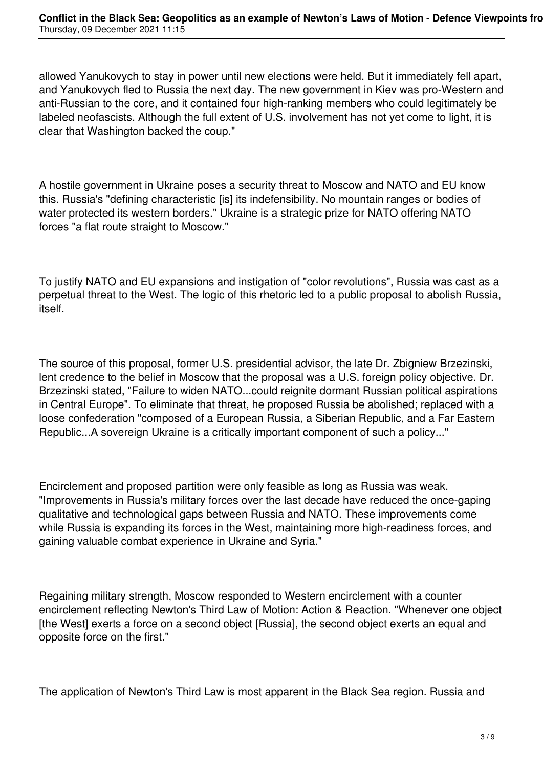allowed Yanukovych to stay in power until new elections were held. But it immediately fell apart, and Yanukovych fled to Russia the next day. The new government in Kiev was pro-Western and anti-Russian to the core, and it contained four high-ranking members who could legitimately be labeled neofascists. Although the full extent of U.S. involvement has not yet come to light, it is clear that Washington backed the coup."

A hostile government in Ukraine poses a security threat to Moscow and NATO and EU know this. Russia's "defining characteristic [is] its indefensibility. No mountain ranges or bodies of water protected its western borders." Ukraine is a strategic prize for NATO offering NATO forces "a flat route straight to Moscow."

To justify NATO and EU expansions and instigation of "color revolutions", Russia was cast as a perpetual threat to the West. The logic of this rhetoric led to a public proposal to abolish Russia, itself.

The source of this proposal, former U.S. presidential advisor, the late Dr. Zbigniew Brzezinski, lent credence to the belief in Moscow that the proposal was a U.S. foreign policy objective. Dr. Brzezinski stated, "Failure to widen NATO...could reignite dormant Russian political aspirations in Central Europe". To eliminate that threat, he proposed Russia be abolished; replaced with a loose confederation "composed of a European Russia, a Siberian Republic, and a Far Eastern Republic...A sovereign Ukraine is a critically important component of such a policy..."

Encirclement and proposed partition were only feasible as long as Russia was weak. "Improvements in Russia's military forces over the last decade have reduced the once-gaping qualitative and technological gaps between Russia and NATO. These improvements come while Russia is expanding its forces in the West, maintaining more high-readiness forces, and gaining valuable combat experience in Ukraine and Syria."

Regaining military strength, Moscow responded to Western encirclement with a counter encirclement reflecting Newton's Third Law of Motion: Action & Reaction. "Whenever one object [the West] exerts a force on a second object [Russia], the second object exerts an equal and opposite force on the first."

The application of Newton's Third Law is most apparent in the Black Sea region. Russia and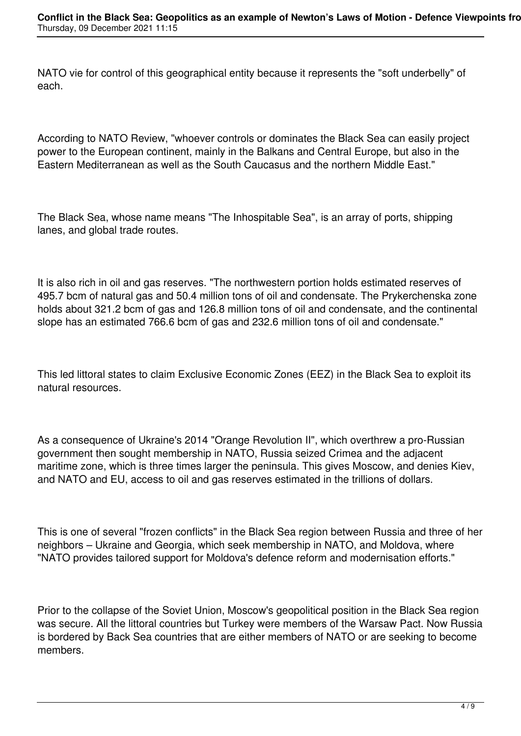NATO vie for control of this geographical entity because it represents the "soft underbelly" of each.

According to NATO Review, "whoever controls or dominates the Black Sea can easily project power to the European continent, mainly in the Balkans and Central Europe, but also in the Eastern Mediterranean as well as the South Caucasus and the northern Middle East."

The Black Sea, whose name means "The Inhospitable Sea", is an array of ports, shipping lanes, and global trade routes.

It is also rich in oil and gas reserves. "The northwestern portion holds estimated reserves of 495.7 bcm of natural gas and 50.4 million tons of oil and condensate. The Prykerchenska zone holds about 321.2 bcm of gas and 126.8 million tons of oil and condensate, and the continental slope has an estimated 766.6 bcm of gas and 232.6 million tons of oil and condensate."

This led littoral states to claim Exclusive Economic Zones (EEZ) in the Black Sea to exploit its natural resources.

As a consequence of Ukraine's 2014 "Orange Revolution II", which overthrew a pro-Russian government then sought membership in NATO, Russia seized Crimea and the adjacent maritime zone, which is three times larger the peninsula. This gives Moscow, and denies Kiev, and NATO and EU, access to oil and gas reserves estimated in the trillions of dollars.

This is one of several "frozen conflicts" in the Black Sea region between Russia and three of her neighbors – Ukraine and Georgia, which seek membership in NATO, and Moldova, where "NATO provides tailored support for Moldova's defence reform and modernisation efforts."

Prior to the collapse of the Soviet Union, Moscow's geopolitical position in the Black Sea region was secure. All the littoral countries but Turkey were members of the Warsaw Pact. Now Russia is bordered by Back Sea countries that are either members of NATO or are seeking to become members.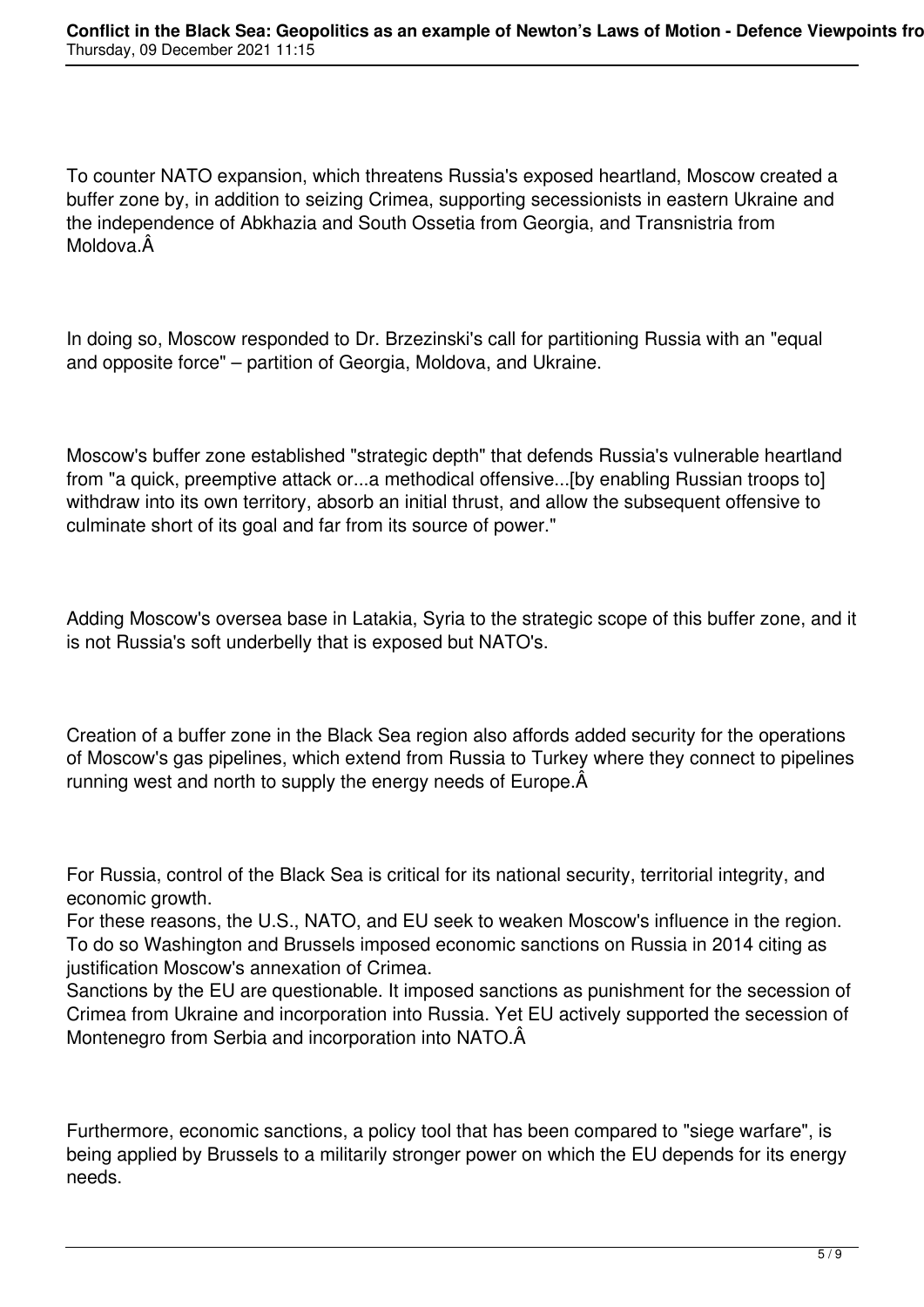To counter NATO expansion, which threatens Russia's exposed heartland, Moscow created a buffer zone by, in addition to seizing Crimea, supporting secessionists in eastern Ukraine and the independence of Abkhazia and South Ossetia from Georgia, and Transnistria from Moldova.Â

In doing so, Moscow responded to Dr. Brzezinski's call for partitioning Russia with an "equal and opposite force" – partition of Georgia, Moldova, and Ukraine.

Moscow's buffer zone established "strategic depth" that defends Russia's vulnerable heartland from "a quick, preemptive attack or...a methodical offensive...[by enabling Russian troops to] withdraw into its own territory, absorb an initial thrust, and allow the subsequent offensive to culminate short of its goal and far from its source of power."

Adding Moscow's oversea base in Latakia, Syria to the strategic scope of this buffer zone, and it is not Russia's soft underbelly that is exposed but NATO's.

Creation of a buffer zone in the Black Sea region also affords added security for the operations of Moscow's gas pipelines, which extend from Russia to Turkey where they connect to pipelines running west and north to supply the energy needs of Europe.Â

For Russia, control of the Black Sea is critical for its national security, territorial integrity, and economic growth.
For these reasons, the U.S., NATO, and EU seek to weaken Moscow's influence in the region. To do so Washington and Brussels imposed economic sanctions on Russia in 2014 citing as justification Moscow's annexation of Crimea.
Sanctions by the EU are questionable. It imposed sanctions as punishment for the secession of Crimea from Ukraine and incorporation into Russia. Yet EU actively supported the secession of Montenegro from Serbia and incorporation into NATO.Â

Furthermore, economic sanctions, a policy tool that has been compared to "siege warfare", is being applied by Brussels to a militarily stronger power on which the EU depends for its energy needs.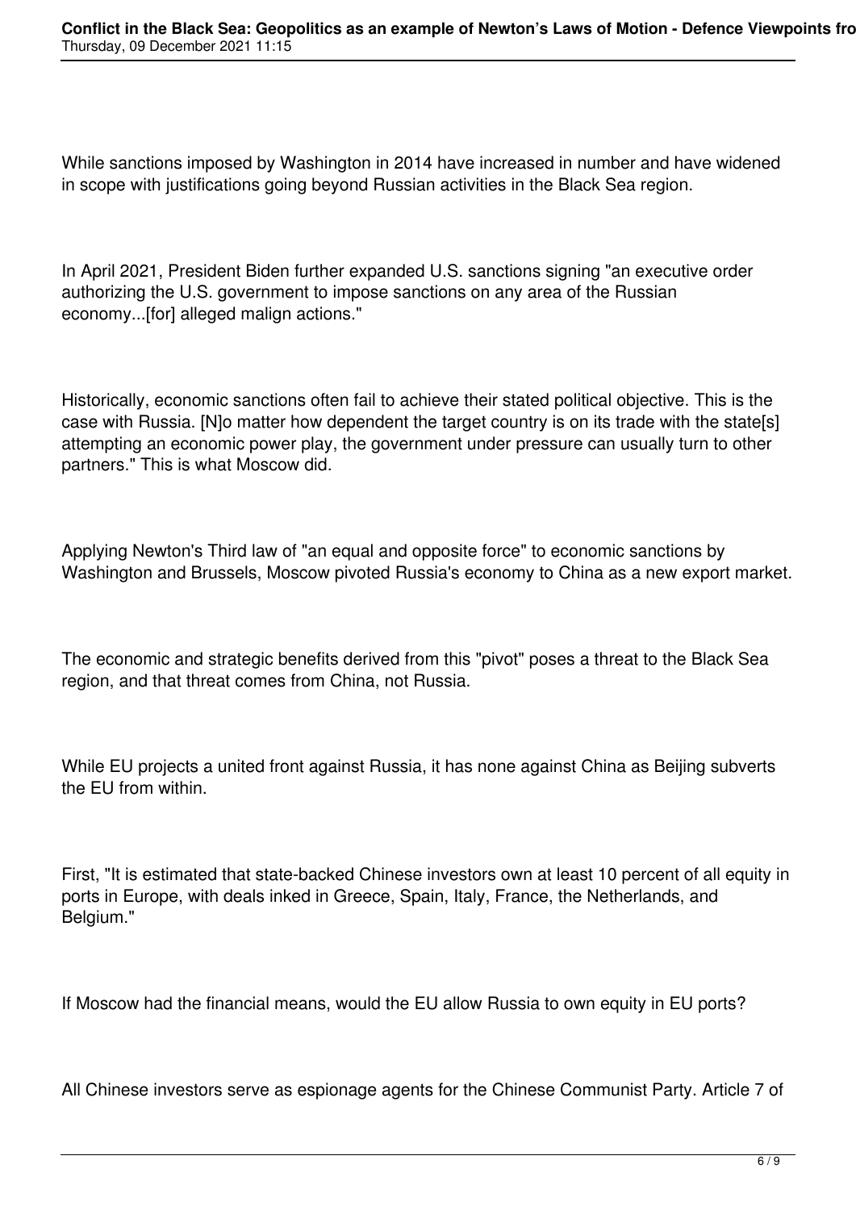While sanctions imposed by Washington in 2014 have increased in number and have widened in scope with justifications going beyond Russian activities in the Black Sea region.

In April 2021, President Biden further expanded U.S. sanctions signing "an executive order authorizing the U.S. government to impose sanctions on any area of the Russian economy...[for] alleged malign actions."

Historically, economic sanctions often fail to achieve their stated political objective. This is the case with Russia. [N]o matter how dependent the target country is on its trade with the state[s] attempting an economic power play, the government under pressure can usually turn to other partners." This is what Moscow did.

Applying Newton's Third law of "an equal and opposite force" to economic sanctions by Washington and Brussels, Moscow pivoted Russia's economy to China as a new export market.

The economic and strategic benefits derived from this "pivot" poses a threat to the Black Sea region, and that threat comes from China, not Russia.

While EU projects a united front against Russia, it has none against China as Beijing subverts the EU from within.

First, "It is estimated that state-backed Chinese investors own at least 10 percent of all equity in ports in Europe, with deals inked in Greece, Spain, Italy, France, the Netherlands, and Belgium."

If Moscow had the financial means, would the EU allow Russia to own equity in EU ports?

All Chinese investors serve as espionage agents for the Chinese Communist Party. Article 7 of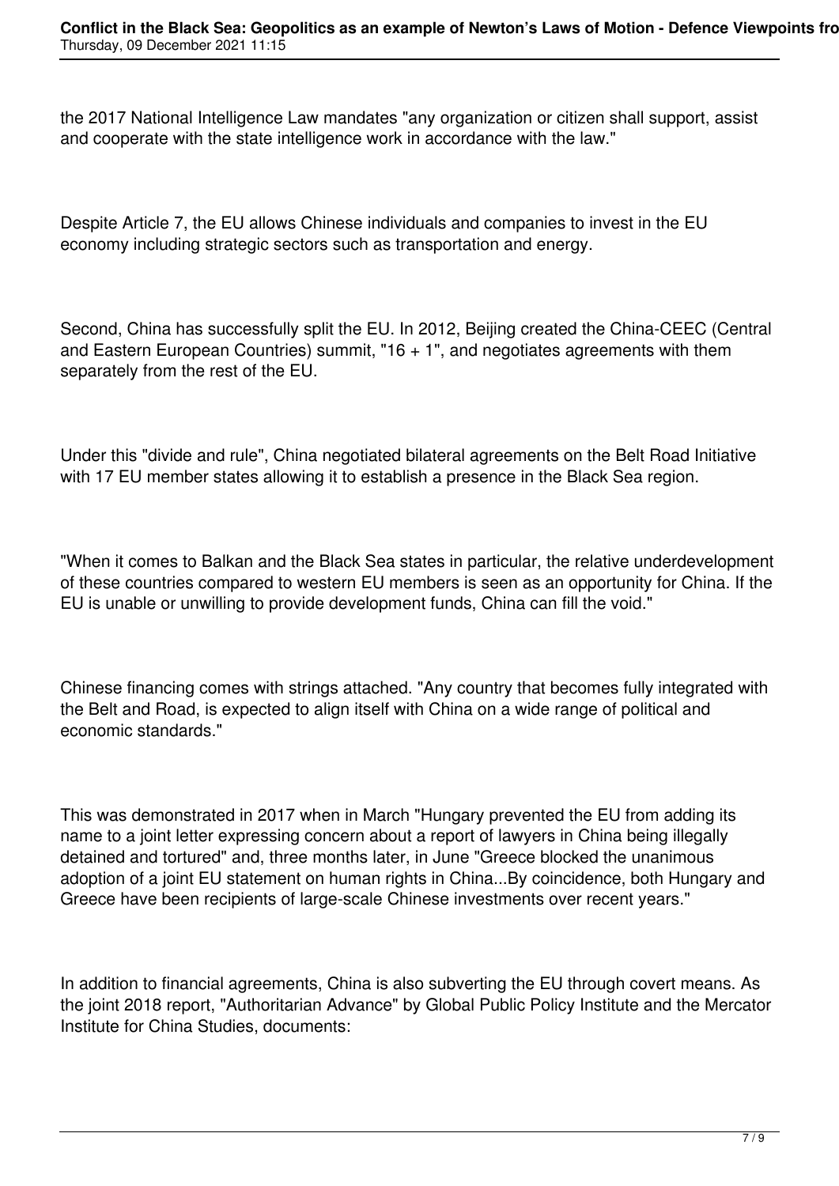the 2017 National Intelligence Law mandates "any organization or citizen shall support, assist and cooperate with the state intelligence work in accordance with the law."

Despite Article 7, the EU allows Chinese individuals and companies to invest in the EU economy including strategic sectors such as transportation and energy.

Second, China has successfully split the EU. In 2012, Beijing created the China-CEEC (Central and Eastern European Countries) summit, "16 + 1", and negotiates agreements with them separately from the rest of the EU.

Under this "divide and rule", China negotiated bilateral agreements on the Belt Road Initiative with 17 EU member states allowing it to establish a presence in the Black Sea region.

"When it comes to Balkan and the Black Sea states in particular, the relative underdevelopment of these countries compared to western EU members is seen as an opportunity for China. If the EU is unable or unwilling to provide development funds, China can fill the void."

Chinese financing comes with strings attached. "Any country that becomes fully integrated with the Belt and Road, is expected to align itself with China on a wide range of political and economic standards."

This was demonstrated in 2017 when in March "Hungary prevented the EU from adding its name to a joint letter expressing concern about a report of lawyers in China being illegally detained and tortured" and, three months later, in June "Greece blocked the unanimous adoption of a joint EU statement on human rights in China...By coincidence, both Hungary and Greece have been recipients of large-scale Chinese investments over recent years."

In addition to financial agreements, China is also subverting the EU through covert means. As the joint 2018 report, "Authoritarian Advance" by Global Public Policy Institute and the Mercator Institute for China Studies, documents: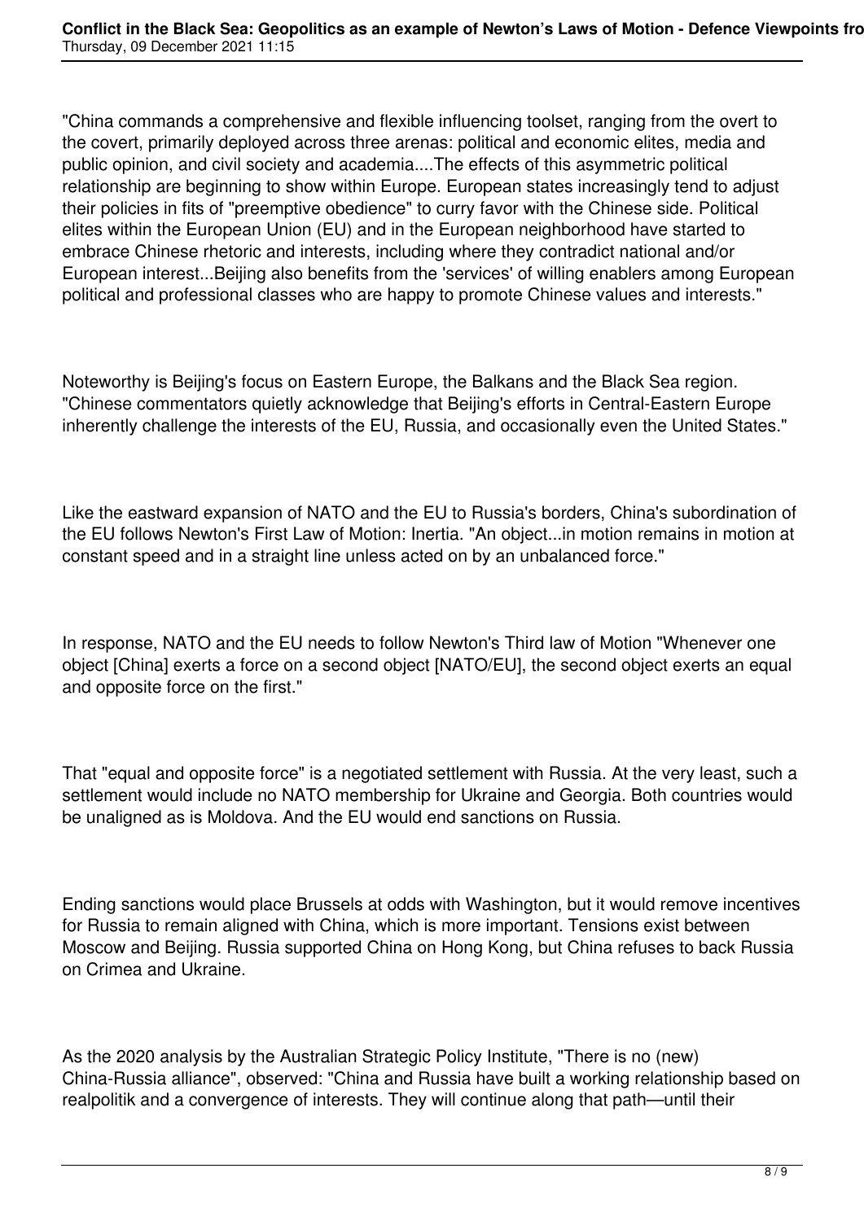"China commands a comprehensive and flexible influencing toolset, ranging from the overt to the covert, primarily deployed across three arenas: political and economic elites, media and public opinion, and civil society and academia....The effects of this asymmetric political relationship are beginning to show within Europe. European states increasingly tend to adjust their policies in fits of "preemptive obedience" to curry favor with the Chinese side. Political elites within the European Union (EU) and in the European neighborhood have started to embrace Chinese rhetoric and interests, including where they contradict national and/or European interest...Beijing also benefits from the 'services' of willing enablers among European political and professional classes who are happy to promote Chinese values and interests."

Noteworthy is Beijing's focus on Eastern Europe, the Balkans and the Black Sea region. "Chinese commentators quietly acknowledge that Beijing's efforts in Central-Eastern Europe inherently challenge the interests of the EU, Russia, and occasionally even the United States."

Like the eastward expansion of NATO and the EU to Russia's borders, China's subordination of the EU follows Newton's First Law of Motion: Inertia. "An object...in motion remains in motion at constant speed and in a straight line unless acted on by an unbalanced force."

In response, NATO and the EU needs to follow Newton's Third law of Motion "Whenever one object [China] exerts a force on a second object [NATO/EU], the second object exerts an equal and opposite force on the first."

That "equal and opposite force" is a negotiated settlement with Russia. At the very least, such a settlement would include no NATO membership for Ukraine and Georgia. Both countries would be unaligned as is Moldova. And the EU would end sanctions on Russia.

Ending sanctions would place Brussels at odds with Washington, but it would remove incentives for Russia to remain aligned with China, which is more important. Tensions exist between Moscow and Beijing. Russia supported China on Hong Kong, but China refuses to back Russia on Crimea and Ukraine.

As the 2020 analysis by the Australian Strategic Policy Institute, "There is no (new) China-Russia alliance", observed: "China and Russia have built a working relationship based on realpolitik and a convergence of interests. They will continue along that path—until their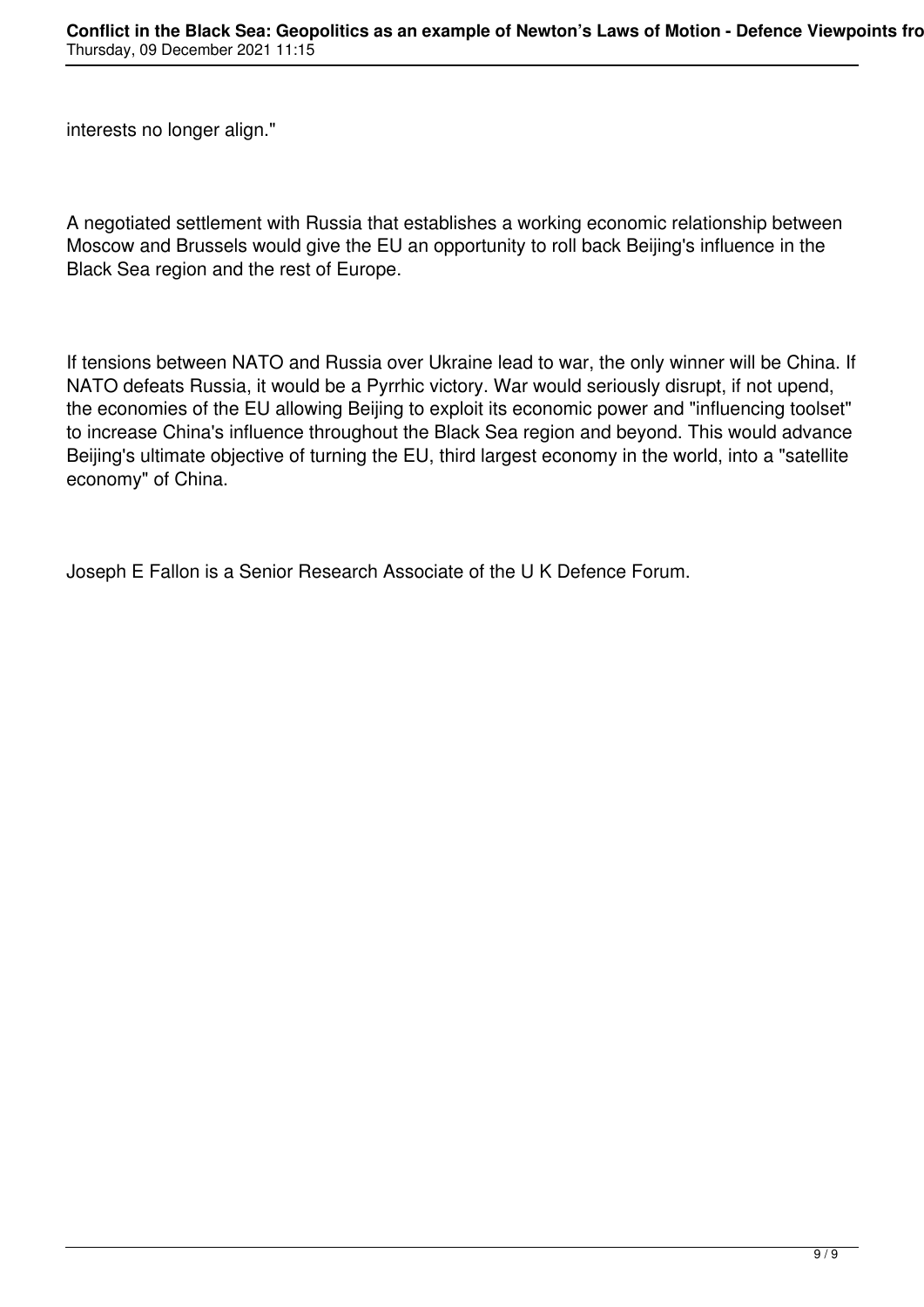interests no longer align."

A negotiated settlement with Russia that establishes a working economic relationship between Moscow and Brussels would give the EU an opportunity to roll back Beijing's influence in the Black Sea region and the rest of Europe.

If tensions between NATO and Russia over Ukraine lead to war, the only winner will be China. If NATO defeats Russia, it would be a Pyrrhic victory. War would seriously disrupt, if not upend, the economies of the EU allowing Beijing to exploit its economic power and "influencing toolset" to increase China's influence throughout the Black Sea region and beyond. This would advance Beijing's ultimate objective of turning the EU, third largest economy in the world, into a "satellite economy" of China.

Joseph E Fallon is a Senior Research Associate of the U K Defence Forum.